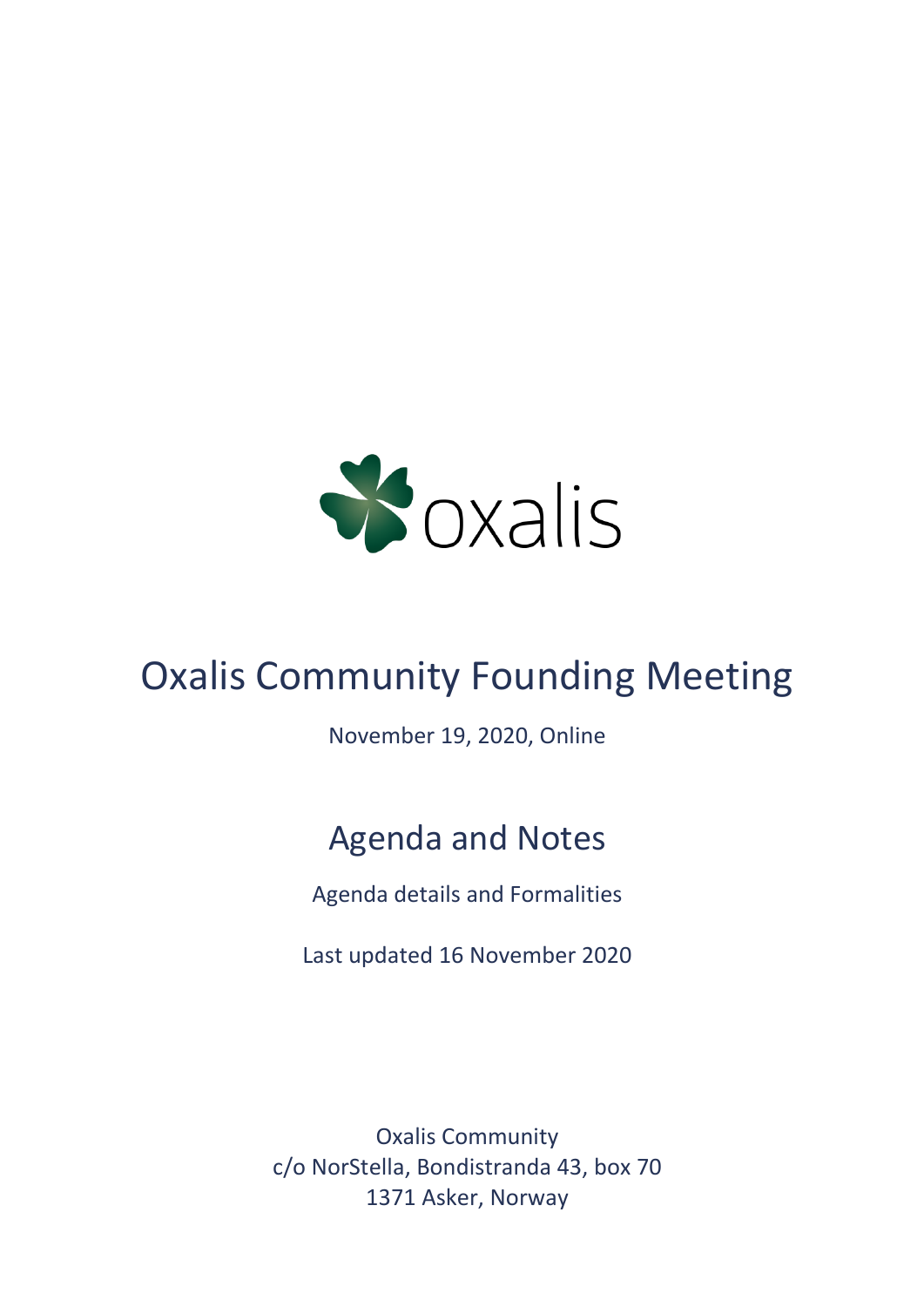oxalis

# Oxalis Community Founding Meeting

November 19, 2020, Online

## Agenda and Notes

Agenda details and Formalities

Last updated 16 November 2020

Oxalis Community
c/o NorStella, Bondistranda 43, box 70
1371 Asker, Norway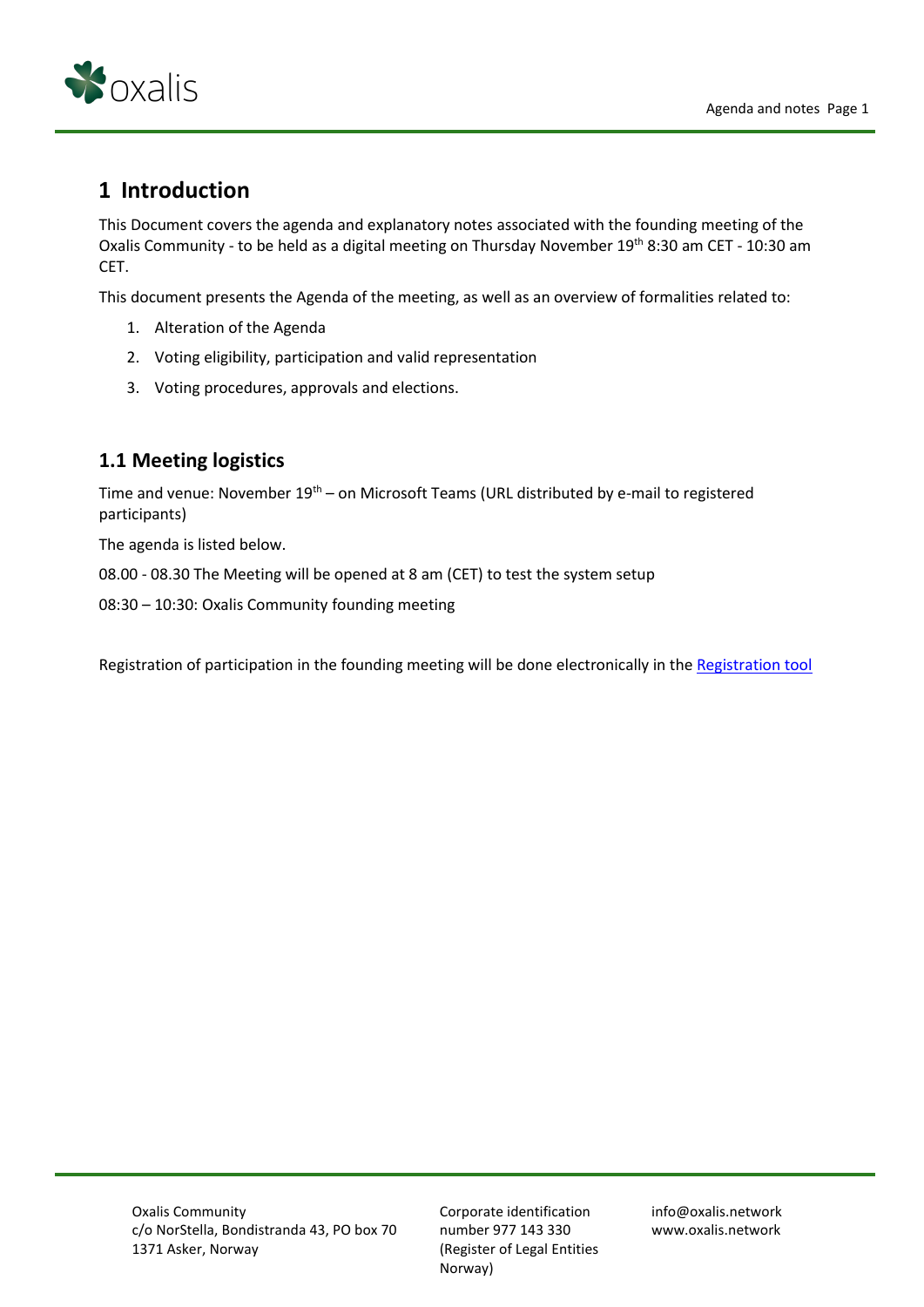# 1 Introduction

This Document covers the agenda and explanatory notes associated with the founding meeting of the Oxalis Community - to be held as a digital meeting on Thursday November 19th 8:30 am CET - 10:30 am CET.

This document presents the Agenda of the meeting, as well as an overview of formalities related to:

1. Alteration of the Agenda
2. Voting eligibility, participation and valid representation
3. Voting procedures, approvals and elections.

## 1.1 Meeting logistics

Time and venue: November 19th – on Microsoft Teams (URL distributed by e-mail to registered participants)

The agenda is listed below.

08.00 - 08.30 The Meeting will be opened at 8 am (CET) to test the system setup

08:30 – 10:30: Oxalis Community founding meeting

Registration of participation in the founding meeting will be done electronically in the Registration tool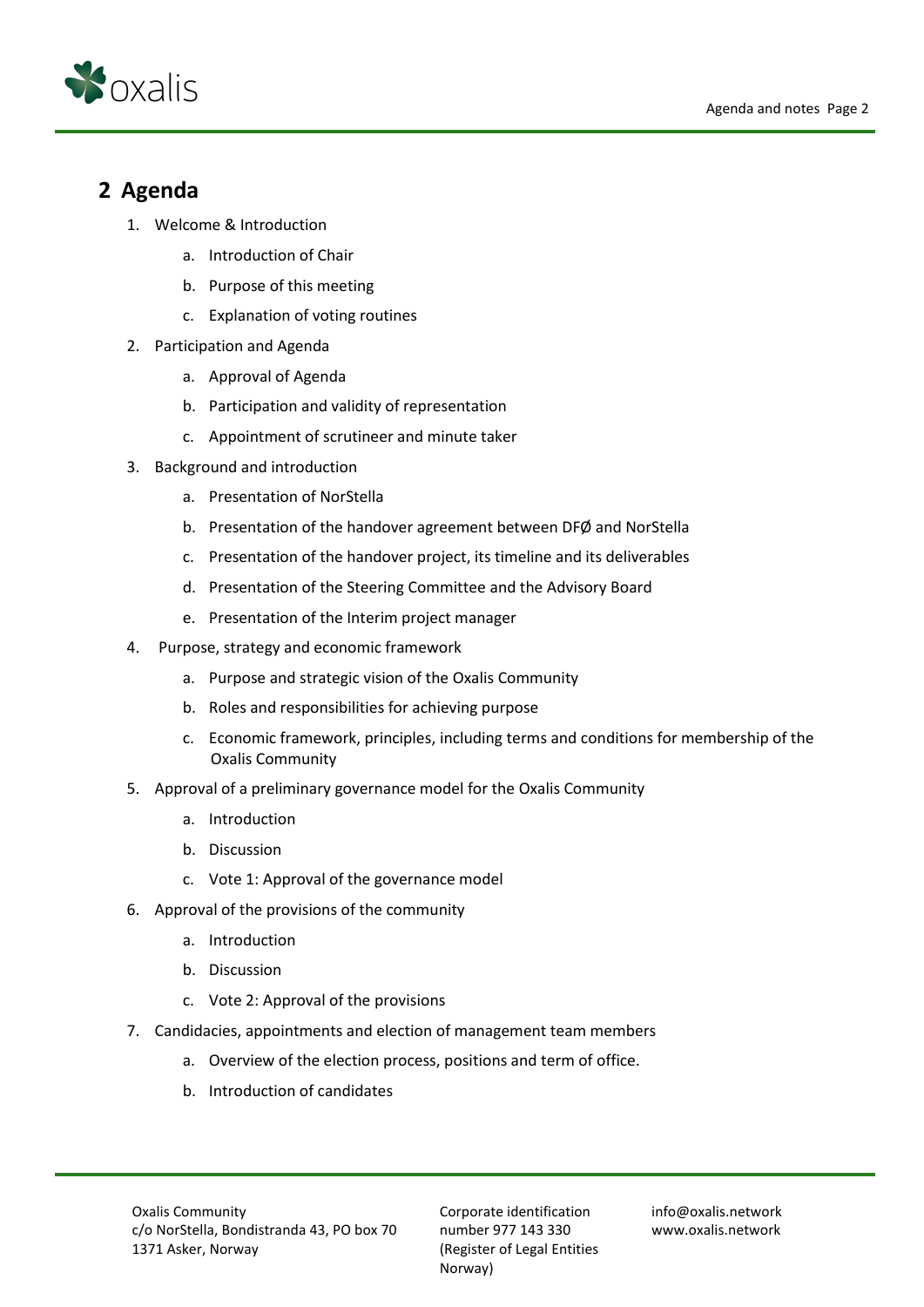## 2 Agenda

1. Welcome & Introduction
    a. Introduction of Chair
    b. Purpose of this meeting
    c. Explanation of voting routines
2. Participation and Agenda
    a. Approval of Agenda
    b. Participation and validity of representation
    c. Appointment of scrutineer and minute taker
3. Background and introduction
    a. Presentation of NorStella
    b. Presentation of the handover agreement between DFØ and NorStella
    c. Presentation of the handover project, its timeline and its deliverables
    d. Presentation of the Steering Committee and the Advisory Board
    e. Presentation of the Interim project manager
4. Purpose, strategy and economic framework
    a. Purpose and strategic vision of the Oxalis Community
    b. Roles and responsibilities for achieving purpose
    c. Economic framework, principles, including terms and conditions for membership of the Oxalis Community
5. Approval of a preliminary governance model for the Oxalis Community
    a. Introduction
    b. Discussion
    c. Vote 1: Approval of the governance model
6. Approval of the provisions of the community
    a. Introduction
    b. Discussion
    c. Vote 2: Approval of the provisions
7. Candidacies, appointments and election of management team members
    a. Overview of the election process, positions and term of office.
    b. Introduction of candidates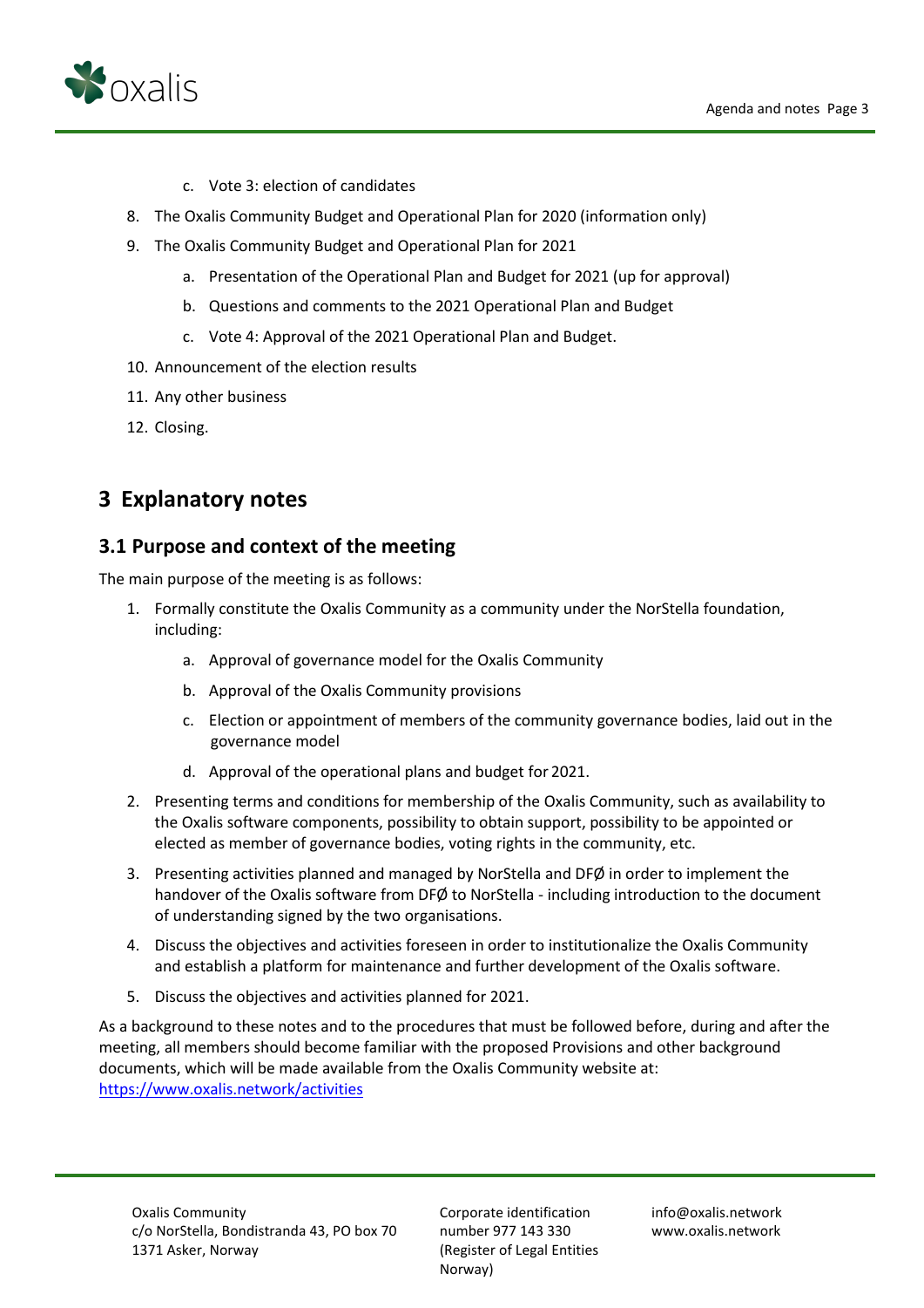c. Vote 3: election of candidates

8. The Oxalis Community Budget and Operational Plan for 2020 (information only)
9. The Oxalis Community Budget and Operational Plan for 2021
   a. Presentation of the Operational Plan and Budget for 2021 (up for approval)
   b. Questions and comments to the 2021 Operational Plan and Budget
   c. Vote 4: Approval of the 2021 Operational Plan and Budget.
10. Announcement of the election results
11. Any other business
12. Closing.

# 3 Explanatory notes

## 3.1 Purpose and context of the meeting

The main purpose of the meeting is as follows:

1. Formally constitute the Oxalis Community as a community under the NorStella foundation, including:
   a. Approval of governance model for the Oxalis Community
   b. Approval of the Oxalis Community provisions
   c. Election or appointment of members of the community governance bodies, laid out in the governance model
   d. Approval of the operational plans and budget for 2021.
2. Presenting terms and conditions for membership of the Oxalis Community, such as availability to the Oxalis software components, possibility to obtain support, possibility to be appointed or elected as member of governance bodies, voting rights in the community, etc.
3. Presenting activities planned and managed by NorStella and DFØ in order to implement the handover of the Oxalis software from DFØ to NorStella - including introduction to the document of understanding signed by the two organisations.
4. Discuss the objectives and activities foreseen in order to institutionalize the Oxalis Community and establish a platform for maintenance and further development of the Oxalis software.
5. Discuss the objectives and activities planned for 2021.

As a background to these notes and to the procedures that must be followed before, during and after the meeting, all members should become familiar with the proposed Provisions and other background documents, which will be made available from the Oxalis Community website at: https://www.oxalis.network/activities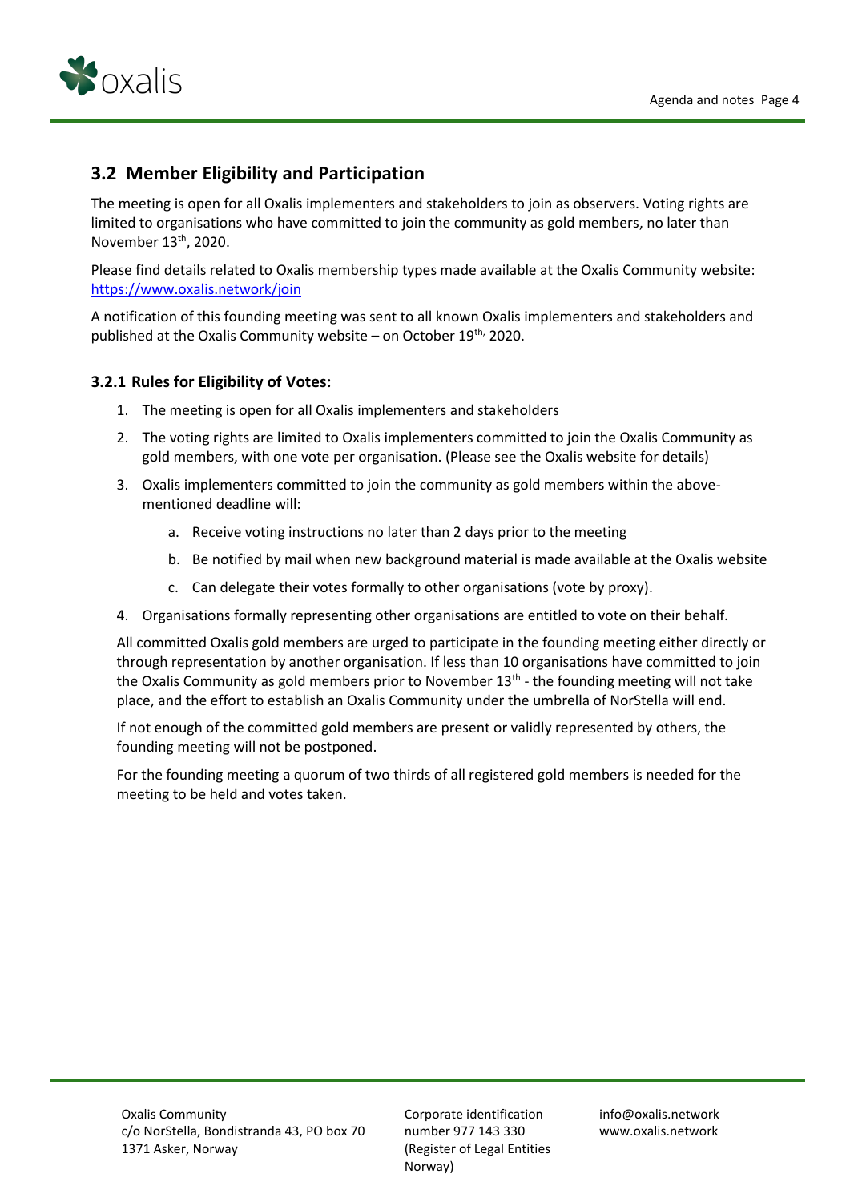## 3.2 Member Eligibility and Participation

The meeting is open for all Oxalis implementers and stakeholders to join as observers. Voting rights are limited to organisations who have committed to join the community as gold members, no later than November 13th, 2020.

Please find details related to Oxalis membership types made available at the Oxalis Community website: https://www.oxalis.network/join

A notification of this founding meeting was sent to all known Oxalis implementers and stakeholders and published at the Oxalis Community website – on October 19th, 2020.

### 3.2.1 Rules for Eligibility of Votes:

1. The meeting is open for all Oxalis implementers and stakeholders
2. The voting rights are limited to Oxalis implementers committed to join the Oxalis Community as gold members, with one vote per organisation. (Please see the Oxalis website for details)
3. Oxalis implementers committed to join the community as gold members within the above-mentioned deadline will:
    a. Receive voting instructions no later than 2 days prior to the meeting
    b. Be notified by mail when new background material is made available at the Oxalis website
    c. Can delegate their votes formally to other organisations (vote by proxy).
4. Organisations formally representing other organisations are entitled to vote on their behalf.

All committed Oxalis gold members are urged to participate in the founding meeting either directly or through representation by another organisation. If less than 10 organisations have committed to join the Oxalis Community as gold members prior to November 13th - the founding meeting will not take place, and the effort to establish an Oxalis Community under the umbrella of NorStella will end.

If not enough of the committed gold members are present or validly represented by others, the founding meeting will not be postponed.

For the founding meeting a quorum of two thirds of all registered gold members is needed for the meeting to be held and votes taken.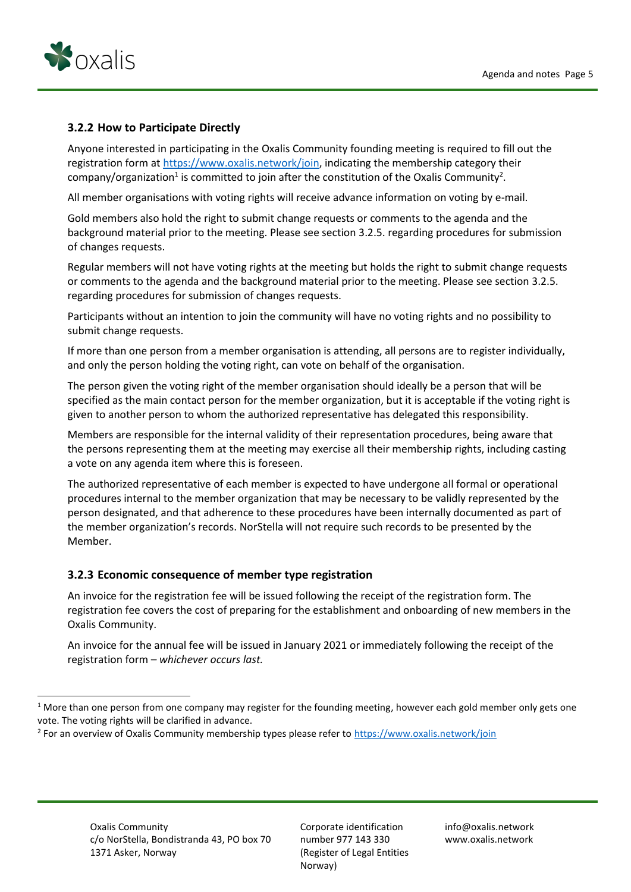### 3.2.2 How to Participate Directly

Anyone interested in participating in the Oxalis Community founding meeting is required to fill out the registration form at https://www.oxalis.network/join, indicating the membership category their company/organization[1] is committed to join after the constitution of the Oxalis Community[2].

All member organisations with voting rights will receive advance information on voting by e-mail.

Gold members also hold the right to submit change requests or comments to the agenda and the background material prior to the meeting. Please see section 3.2.5. regarding procedures for submission of changes requests.

Regular members will not have voting rights at the meeting but holds the right to submit change requests or comments to the agenda and the background material prior to the meeting. Please see section 3.2.5. regarding procedures for submission of changes requests.

Participants without an intention to join the community will have no voting rights and no possibility to submit change requests.

If more than one person from a member organisation is attending, all persons are to register individually, and only the person holding the voting right, can vote on behalf of the organisation.

The person given the voting right of the member organisation should ideally be a person that will be specified as the main contact person for the member organization, but it is acceptable if the voting right is given to another person to whom the authorized representative has delegated this responsibility.

Members are responsible for the internal validity of their representation procedures, being aware that the persons representing them at the meeting may exercise all their membership rights, including casting a vote on any agenda item where this is foreseen.

The authorized representative of each member is expected to have undergone all formal or operational procedures internal to the member organization that may be necessary to be validly represented by the person designated, and that adherence to these procedures have been internally documented as part of the member organization's records. NorStella will not require such records to be presented by the Member.

### 3.2.3 Economic consequence of member type registration

An invoice for the registration fee will be issued following the receipt of the registration form. The registration fee covers the cost of preparing for the establishment and onboarding of new members in the Oxalis Community.

An invoice for the annual fee will be issued in January 2021 or immediately following the receipt of the registration form – *whichever occurs last.*

---

[1] More than one person from one company may register for the founding meeting, however each gold member only gets one vote. The voting rights will be clarified in advance.

[2] For an overview of Oxalis Community membership types please refer to https://www.oxalis.network/join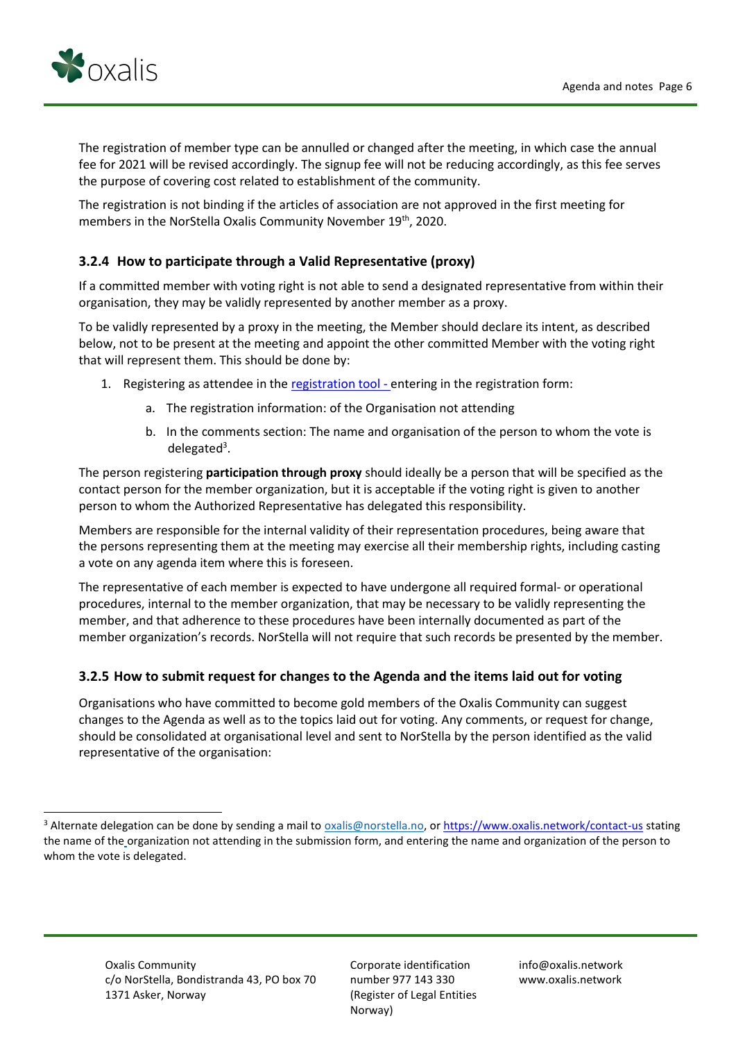The registration of member type can be annulled or changed after the meeting, in which case the annual fee for 2021 will be revised accordingly. The signup fee will not be reducing accordingly, as this fee serves the purpose of covering cost related to establishment of the community.

The registration is not binding if the articles of association are not approved in the first meeting for members in the NorStella Oxalis Community November 19th, 2020.

### 3.2.4 How to participate through a Valid Representative (proxy)

If a committed member with voting right is not able to send a designated representative from within their organisation, they may be validly represented by another member as a proxy.

To be validly represented by a proxy in the meeting, the Member should declare its intent, as described below, not to be present at the meeting and appoint the other committed Member with the voting right that will represent them. This should be done by:

1. Registering as attendee in the registration tool - entering in the registration form:
    a. The registration information: of the Organisation not attending
    b. In the comments section: The name and organisation of the person to whom the vote is delegated[3].

The person registering **participation through proxy** should ideally be a person that will be specified as the contact person for the member organization, but it is acceptable if the voting right is given to another person to whom the Authorized Representative has delegated this responsibility.

Members are responsible for the internal validity of their representation procedures, being aware that the persons representing them at the meeting may exercise all their membership rights, including casting a vote on any agenda item where this is foreseen.

The representative of each member is expected to have undergone all required formal- or operational procedures, internal to the member organization, that may be necessary to be validly representing the member, and that adherence to these procedures have been internally documented as part of the member organization's records. NorStella will not require that such records be presented by the member.

### 3.2.5 How to submit request for changes to the Agenda and the items laid out for voting

Organisations who have committed to become gold members of the Oxalis Community can suggest changes to the Agenda as well as to the topics laid out for voting. Any comments, or request for change, should be consolidated at organisational level and sent to NorStella by the person identified as the valid representative of the organisation:

[3] Alternate delegation can be done by sending a mail to oxalis@norstella.no, or https://www.oxalis.network/contact-us stating the name of the organization not attending in the submission form, and entering the name and organization of the person to whom the vote is delegated.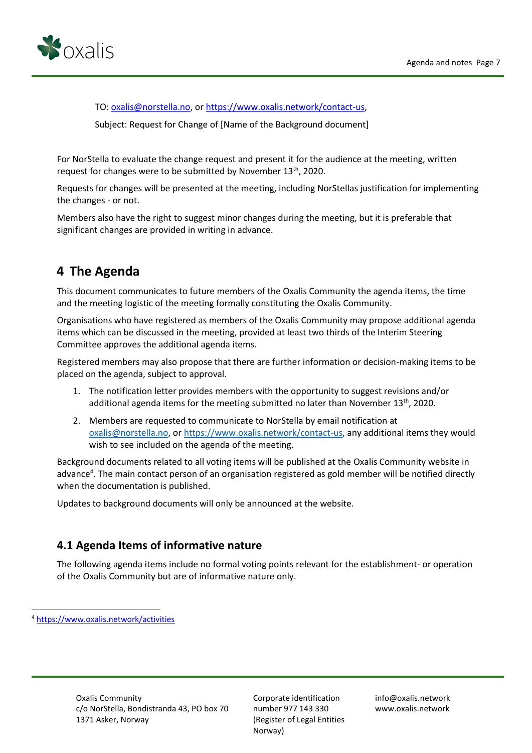TO: oxalis@norstella.no, or https://www.oxalis.network/contact-us,

Subject: Request for Change of [Name of the Background document]

For NorStella to evaluate the change request and present it for the audience at the meeting, written request for changes were to be submitted by November 13th, 2020.

Requests for changes will be presented at the meeting, including NorStellas justification for implementing the changes - or not.

Members also have the right to suggest minor changes during the meeting, but it is preferable that significant changes are provided in writing in advance.

# 4 The Agenda

This document communicates to future members of the Oxalis Community the agenda items, the time and the meeting logistic of the meeting formally constituting the Oxalis Community.

Organisations who have registered as members of the Oxalis Community may propose additional agenda items which can be discussed in the meeting, provided at least two thirds of the Interim Steering Committee approves the additional agenda items.

Registered members may also propose that there are further information or decision-making items to be placed on the agenda, subject to approval.

1. The notification letter provides members with the opportunity to suggest revisions and/or additional agenda items for the meeting submitted no later than November 13th, 2020.
2. Members are requested to communicate to NorStella by email notification at oxalis@norstella.no, or https://www.oxalis.network/contact-us, any additional items they would wish to see included on the agenda of the meeting.

Background documents related to all voting items will be published at the Oxalis Community website in advance[4]. The main contact person of an organisation registered as gold member will be notified directly when the documentation is published.

Updates to background documents will only be announced at the website.

## 4.1 Agenda Items of informative nature

The following agenda items include no formal voting points relevant for the establishment- or operation of the Oxalis Community but are of informative nature only.

[4] https://www.oxalis.network/activities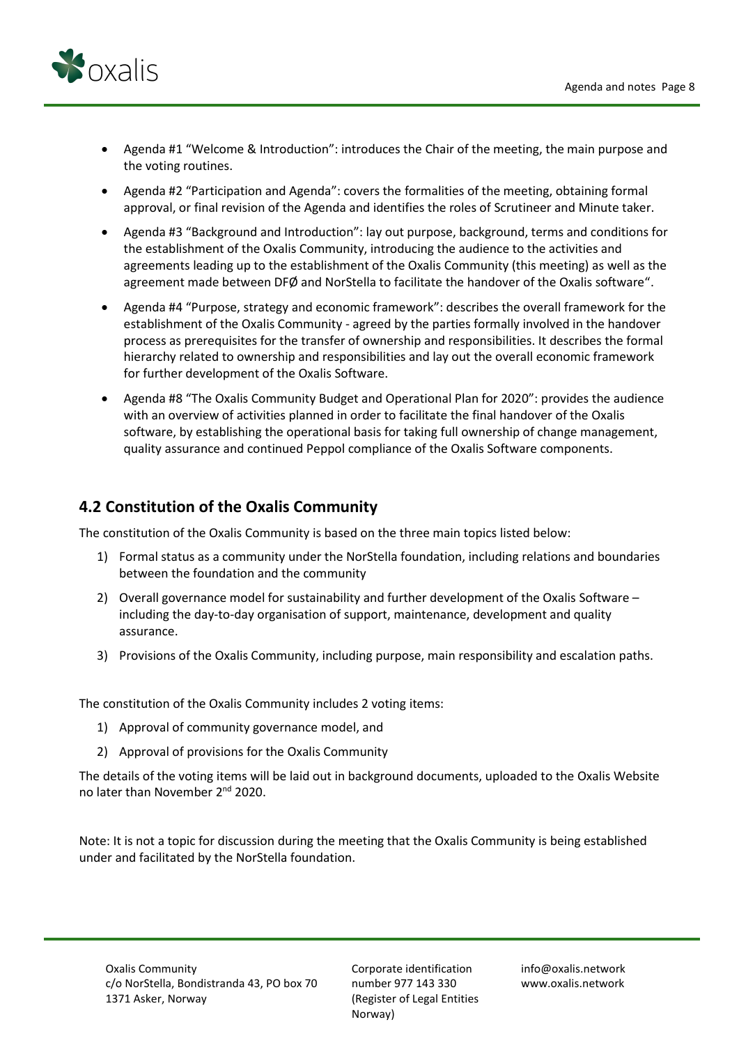- Agenda #1 "Welcome & Introduction": introduces the Chair of the meeting, the main purpose and the voting routines.
- Agenda #2 "Participation and Agenda": covers the formalities of the meeting, obtaining formal approval, or final revision of the Agenda and identifies the roles of Scrutineer and Minute taker.
- Agenda #3 "Background and Introduction": lay out purpose, background, terms and conditions for the establishment of the Oxalis Community, introducing the audience to the activities and agreements leading up to the establishment of the Oxalis Community (this meeting) as well as the agreement made between DFØ and NorStella to facilitate the handover of the Oxalis software".
- Agenda #4 "Purpose, strategy and economic framework": describes the overall framework for the establishment of the Oxalis Community - agreed by the parties formally involved in the handover process as prerequisites for the transfer of ownership and responsibilities. It describes the formal hierarchy related to ownership and responsibilities and lay out the overall economic framework for further development of the Oxalis Software.
- Agenda #8 "The Oxalis Community Budget and Operational Plan for 2020": provides the audience with an overview of activities planned in order to facilitate the final handover of the Oxalis software, by establishing the operational basis for taking full ownership of change management, quality assurance and continued Peppol compliance of the Oxalis Software components.

## 4.2 Constitution of the Oxalis Community

The constitution of the Oxalis Community is based on the three main topics listed below:

1) Formal status as a community under the NorStella foundation, including relations and boundaries between the foundation and the community
2) Overall governance model for sustainability and further development of the Oxalis Software – including the day-to-day organisation of support, maintenance, development and quality assurance.
3) Provisions of the Oxalis Community, including purpose, main responsibility and escalation paths.

The constitution of the Oxalis Community includes 2 voting items:

1) Approval of community governance model, and
2) Approval of provisions for the Oxalis Community

The details of the voting items will be laid out in background documents, uploaded to the Oxalis Website no later than November 2nd 2020.

Note: It is not a topic for discussion during the meeting that the Oxalis Community is being established under and facilitated by the NorStella foundation.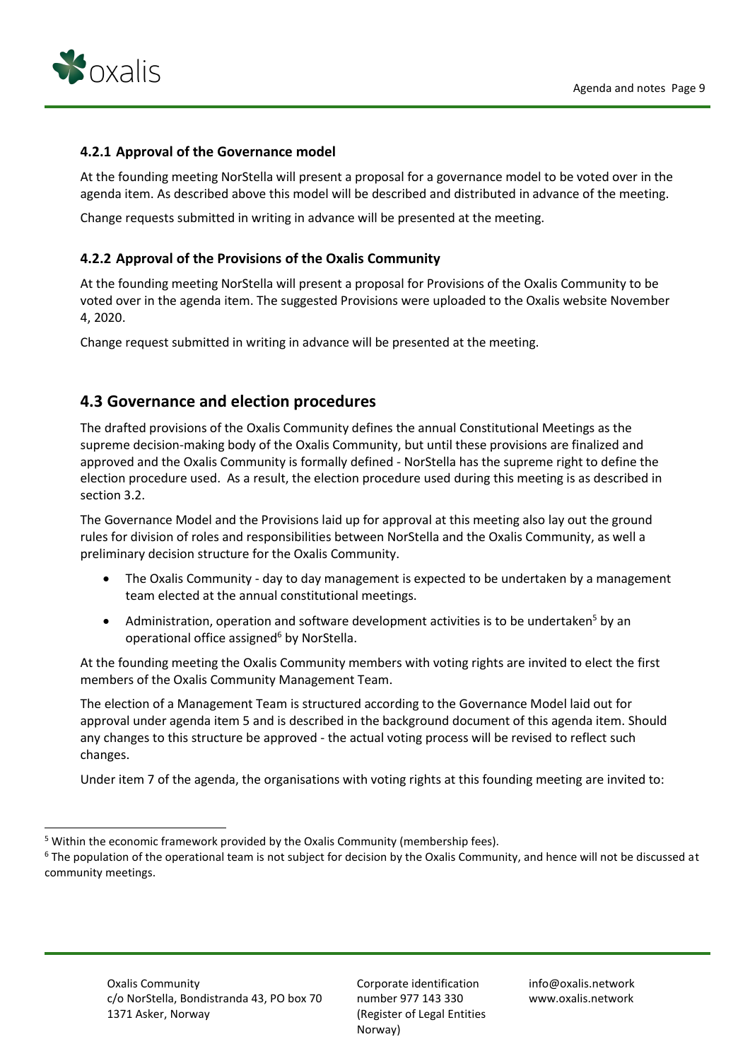### 4.2.1 Approval of the Governance model

At the founding meeting NorStella will present a proposal for a governance model to be voted over in the agenda item. As described above this model will be described and distributed in advance of the meeting.

Change requests submitted in writing in advance will be presented at the meeting.

### 4.2.2 Approval of the Provisions of the Oxalis Community

At the founding meeting NorStella will present a proposal for Provisions of the Oxalis Community to be voted over in the agenda item. The suggested Provisions were uploaded to the Oxalis website November 4, 2020.

Change request submitted in writing in advance will be presented at the meeting.

## 4.3 Governance and election procedures

The drafted provisions of the Oxalis Community defines the annual Constitutional Meetings as the supreme decision-making body of the Oxalis Community, but until these provisions are finalized and approved and the Oxalis Community is formally defined - NorStella has the supreme right to define the election procedure used. As a result, the election procedure used during this meeting is as described in section 3.2.

The Governance Model and the Provisions laid up for approval at this meeting also lay out the ground rules for division of roles and responsibilities between NorStella and the Oxalis Community, as well a preliminary decision structure for the Oxalis Community.

- The Oxalis Community - day to day management is expected to be undertaken by a management team elected at the annual constitutional meetings.
- Administration, operation and software development activities is to be undertaken[5] by an operational office assigned[6] by NorStella.

At the founding meeting the Oxalis Community members with voting rights are invited to elect the first members of the Oxalis Community Management Team.

The election of a Management Team is structured according to the Governance Model laid out for approval under agenda item 5 and is described in the background document of this agenda item. Should any changes to this structure be approved - the actual voting process will be revised to reflect such changes.

Under item 7 of the agenda, the organisations with voting rights at this founding meeting are invited to:

[5] Within the economic framework provided by the Oxalis Community (membership fees).

[6] The population of the operational team is not subject for decision by the Oxalis Community, and hence will not be discussed at community meetings.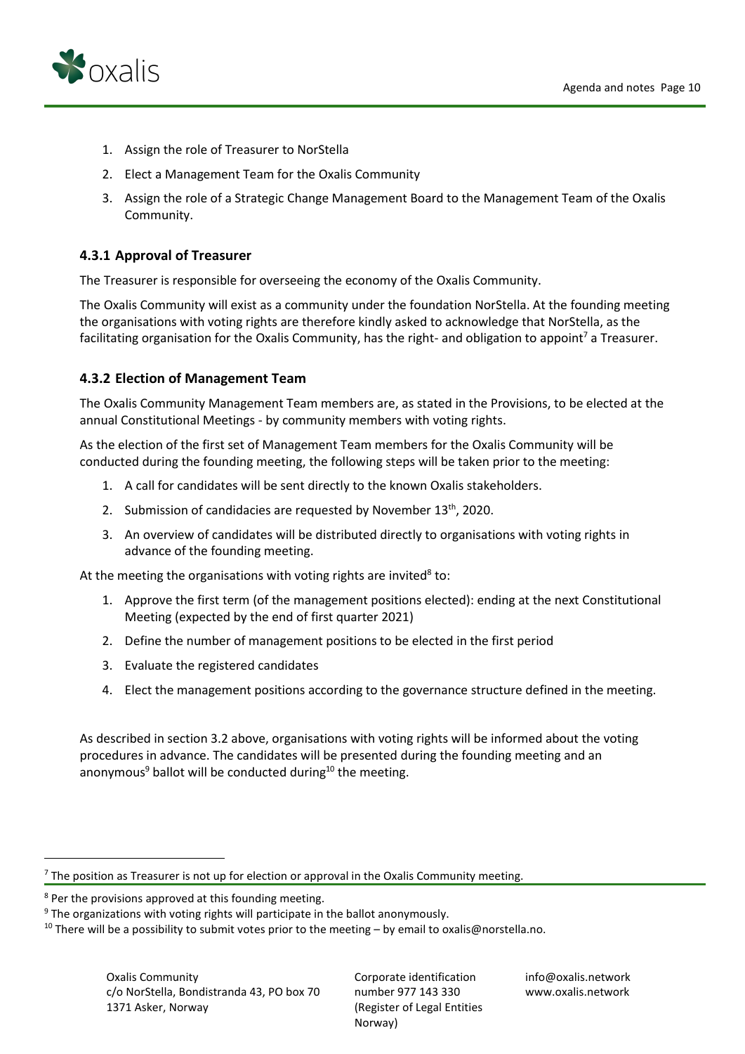1. Assign the role of Treasurer to NorStella
2. Elect a Management Team for the Oxalis Community
3. Assign the role of a Strategic Change Management Board to the Management Team of the Oxalis Community.

### 4.3.1 Approval of Treasurer

The Treasurer is responsible for overseeing the economy of the Oxalis Community.

The Oxalis Community will exist as a community under the foundation NorStella. At the founding meeting the organisations with voting rights are therefore kindly asked to acknowledge that NorStella, as the facilitating organisation for the Oxalis Community, has the right- and obligation to appoint[7] a Treasurer.

### 4.3.2 Election of Management Team

The Oxalis Community Management Team members are, as stated in the Provisions, to be elected at the annual Constitutional Meetings - by community members with voting rights.

As the election of the first set of Management Team members for the Oxalis Community will be conducted during the founding meeting, the following steps will be taken prior to the meeting:

1. A call for candidates will be sent directly to the known Oxalis stakeholders.
2. Submission of candidacies are requested by November 13th, 2020.
3. An overview of candidates will be distributed directly to organisations with voting rights in advance of the founding meeting.

At the meeting the organisations with voting rights are invited[8] to:

1. Approve the first term (of the management positions elected): ending at the next Constitutional Meeting (expected by the end of first quarter 2021)
2. Define the number of management positions to be elected in the first period
3. Evaluate the registered candidates
4. Elect the management positions according to the governance structure defined in the meeting.

As described in section 3.2 above, organisations with voting rights will be informed about the voting procedures in advance. The candidates will be presented during the founding meeting and an anonymous[9] ballot will be conducted during[10] the meeting.

---

[7] The position as Treasurer is not up for election or approval in the Oxalis Community meeting.

[8] Per the provisions approved at this founding meeting.

[9] The organizations with voting rights will participate in the ballot anonymously.

[10] There will be a possibility to submit votes prior to the meeting – by email to oxalis@norstella.no.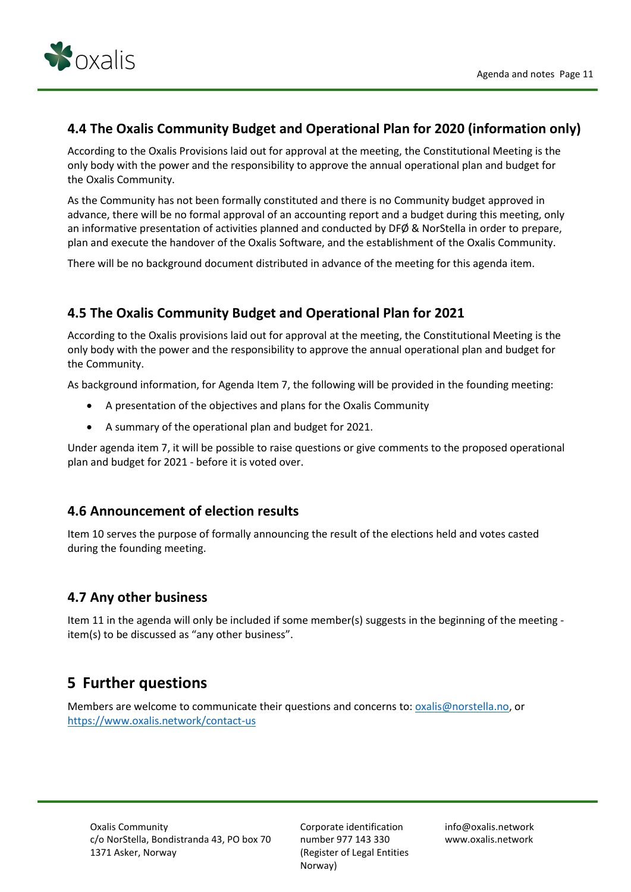### 4.4 The Oxalis Community Budget and Operational Plan for 2020 (information only)

According to the Oxalis Provisions laid out for approval at the meeting, the Constitutional Meeting is the only body with the power and the responsibility to approve the annual operational plan and budget for the Oxalis Community.

As the Community has not been formally constituted and there is no Community budget approved in advance, there will be no formal approval of an accounting report and a budget during this meeting, only an informative presentation of activities planned and conducted by DFØ & NorStella in order to prepare, plan and execute the handover of the Oxalis Software, and the establishment of the Oxalis Community.

There will be no background document distributed in advance of the meeting for this agenda item.

### 4.5 The Oxalis Community Budget and Operational Plan for 2021

According to the Oxalis provisions laid out for approval at the meeting, the Constitutional Meeting is the only body with the power and the responsibility to approve the annual operational plan and budget for the Community.

As background information, for Agenda Item 7, the following will be provided in the founding meeting:

- A presentation of the objectives and plans for the Oxalis Community
- A summary of the operational plan and budget for 2021.

Under agenda item 7, it will be possible to raise questions or give comments to the proposed operational plan and budget for 2021 - before it is voted over.

### 4.6 Announcement of election results

Item 10 serves the purpose of formally announcing the result of the elections held and votes casted during the founding meeting.

### 4.7 Any other business

Item 11 in the agenda will only be included if some member(s) suggests in the beginning of the meeting - item(s) to be discussed as "any other business".

## 5 Further questions

Members are welcome to communicate their questions and concerns to: oxalis@norstella.no, or https://www.oxalis.network/contact-us

Oxalis Community
c/o NorStella, Bondistranda 43, PO box 70
1371 Asker, Norway

Corporate identification number 977 143 330 (Register of Legal Entities Norway)

info@oxalis.network
www.oxalis.network